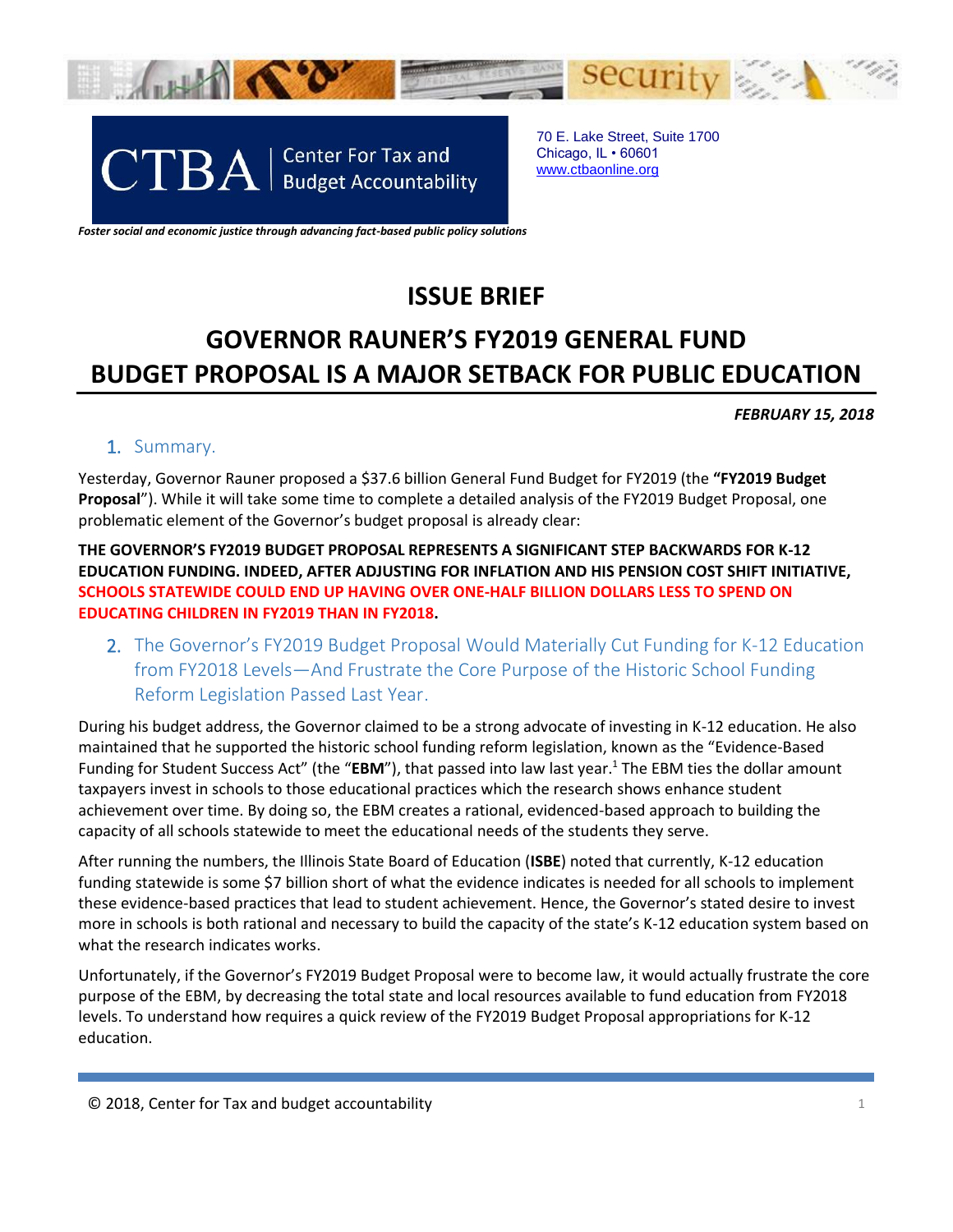CTBA | Center For Tax and Budget Accountability

70 E. Lake Street, Suite 1700
Chicago, IL • 60601
www.ctbaonline.org

*Foster social and economic justice through advancing fact-based public policy solutions*

# ISSUE BRIEF

# GOVERNOR RAUNER'S FY2019 GENERAL FUND BUDGET PROPOSAL IS A MAJOR SETBACK FOR PUBLIC EDUCATION

***FEBRUARY 15, 2018***

## 1. Summary.

Yesterday, Governor Rauner proposed a $37.6 billion General Fund Budget for FY2019 (the **"FY2019 Budget Proposal"**). While it will take some time to complete a detailed analysis of the FY2019 Budget Proposal, one problematic element of the Governor's budget proposal is already clear:

**THE GOVERNOR'S FY2019 BUDGET PROPOSAL REPRESENTS A SIGNIFICANT STEP BACKWARDS FOR K-12 EDUCATION FUNDING. INDEED, AFTER ADJUSTING FOR INFLATION AND HIS PENSION COST SHIFT INITIATIVE, SCHOOLS STATEWIDE COULD END UP HAVING OVER ONE-HALF BILLION DOLLARS LESS TO SPEND ON EDUCATING CHILDREN IN FY2019 THAN IN FY2018.**

## 2. The Governor's FY2019 Budget Proposal Would Materially Cut Funding for K-12 Education from FY2018 Levels—And Frustrate the Core Purpose of the Historic School Funding Reform Legislation Passed Last Year.

During his budget address, the Governor claimed to be a strong advocate of investing in K-12 education. He also maintained that he supported the historic school funding reform legislation, known as the "Evidence-Based Funding for Student Success Act" (the "**EBM**"), that passed into law last year.[1] The EBM ties the dollar amount taxpayers invest in schools to those educational practices which the research shows enhance student achievement over time. By doing so, the EBM creates a rational, evidenced-based approach to building the capacity of all schools statewide to meet the educational needs of the students they serve.

After running the numbers, the Illinois State Board of Education (**ISBE**) noted that currently, K-12 education funding statewide is some $7 billion short of what the evidence indicates is needed for all schools to implement these evidence-based practices that lead to student achievement. Hence, the Governor's stated desire to invest more in schools is both rational and necessary to build the capacity of the state's K-12 education system based on what the research indicates works.

Unfortunately, if the Governor's FY2019 Budget Proposal were to become law, it would actually frustrate the core purpose of the EBM, by decreasing the total state and local resources available to fund education from FY2018 levels. To understand how requires a quick review of the FY2019 Budget Proposal appropriations for K-12 education.

© 2018, Center for Tax and budget accountability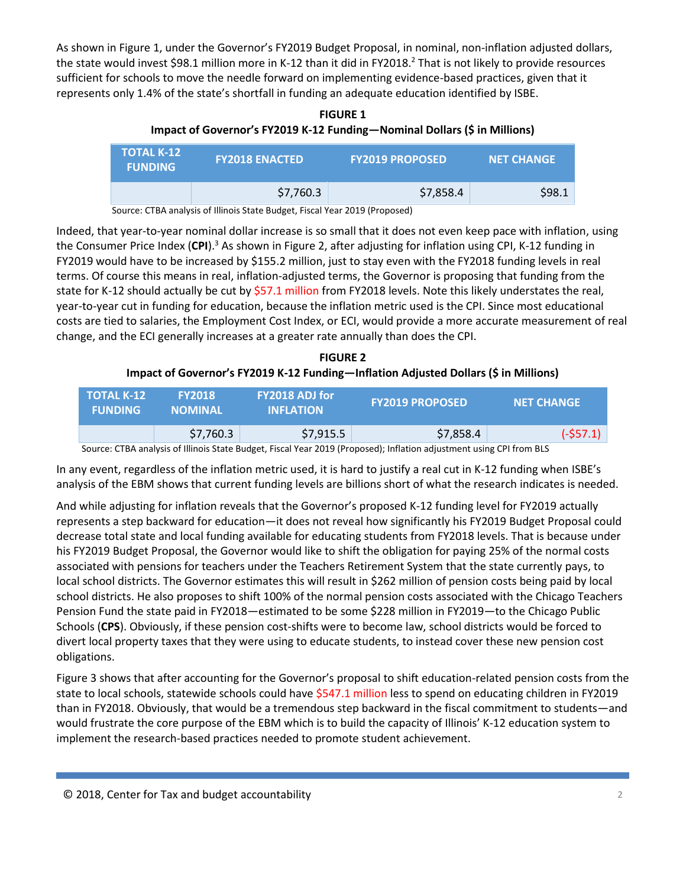As shown in Figure 1, under the Governor's FY2019 Budget Proposal, in nominal, non-inflation adjusted dollars, the state would invest $98.1 million more in K-12 than it did in FY2018.[2] That is not likely to provide resources sufficient for schools to move the needle forward on implementing evidence-based practices, given that it represents only 1.4% of the state's shortfall in funding an adequate education identified by ISBE.

**FIGURE 1**
**Impact of Governor's FY2019 K-12 Funding—Nominal Dollars ($ in Millions)**

| TOTAL K-12 FUNDING | FY2018 ENACTED | FY2019 PROPOSED | NET CHANGE |
|---|---|---|---|
| | $7,760.3 | $7,858.4 | $98.1 |

Source: CTBA analysis of Illinois State Budget, Fiscal Year 2019 (Proposed)

Indeed, that year-to-year nominal dollar increase is so small that it does not even keep pace with inflation, using the Consumer Price Index (**CPI**).[3] As shown in Figure 2, after adjusting for inflation using CPI, K-12 funding in FY2019 would have to be increased by $155.2 million, just to stay even with the FY2018 funding levels in real terms. Of course this means in real, inflation-adjusted terms, the Governor is proposing that funding from the state for K-12 should actually be cut by $57.1 million from FY2018 levels. Note this likely understates the real, year-to-year cut in funding for education, because the inflation metric used is the CPI. Since most educational costs are tied to salaries, the Employment Cost Index, or ECI, would provide a more accurate measurement of real change, and the ECI generally increases at a greater rate annually than does the CPI.

**FIGURE 2**
**Impact of Governor's FY2019 K-12 Funding—Inflation Adjusted Dollars ($ in Millions)**

| TOTAL K-12 FUNDING | FY2018 NOMINAL | FY2018 ADJ for INFLATION | FY2019 PROPOSED | NET CHANGE |
|---|---|---|---|---|
| | $7,760.3 | $7,915.5 | $7,858.4 | (-$57.1) |

Source: CTBA analysis of Illinois State Budget, Fiscal Year 2019 (Proposed); Inflation adjustment using CPI from BLS

In any event, regardless of the inflation metric used, it is hard to justify a real cut in K-12 funding when ISBE's analysis of the EBM shows that current funding levels are billions short of what the research indicates is needed.

And while adjusting for inflation reveals that the Governor's proposed K-12 funding level for FY2019 actually represents a step backward for education—it does not reveal how significantly his FY2019 Budget Proposal could decrease total state and local funding available for educating students from FY2018 levels. That is because under his FY2019 Budget Proposal, the Governor would like to shift the obligation for paying 25% of the normal costs associated with pensions for teachers under the Teachers Retirement System that the state currently pays, to local school districts. The Governor estimates this will result in $262 million of pension costs being paid by local school districts. He also proposes to shift 100% of the normal pension costs associated with the Chicago Teachers Pension Fund the state paid in FY2018—estimated to be some $228 million in FY2019—to the Chicago Public Schools (**CPS**). Obviously, if these pension cost-shifts were to become law, school districts would be forced to divert local property taxes that they were using to educate students, to instead cover these new pension cost obligations.

Figure 3 shows that after accounting for the Governor's proposal to shift education-related pension costs from the state to local schools, statewide schools could have $547.1 million less to spend on educating children in FY2019 than in FY2018. Obviously, that would be a tremendous step backward in the fiscal commitment to students—and would frustrate the core purpose of the EBM which is to build the capacity of Illinois' K-12 education system to implement the research-based practices needed to promote student achievement.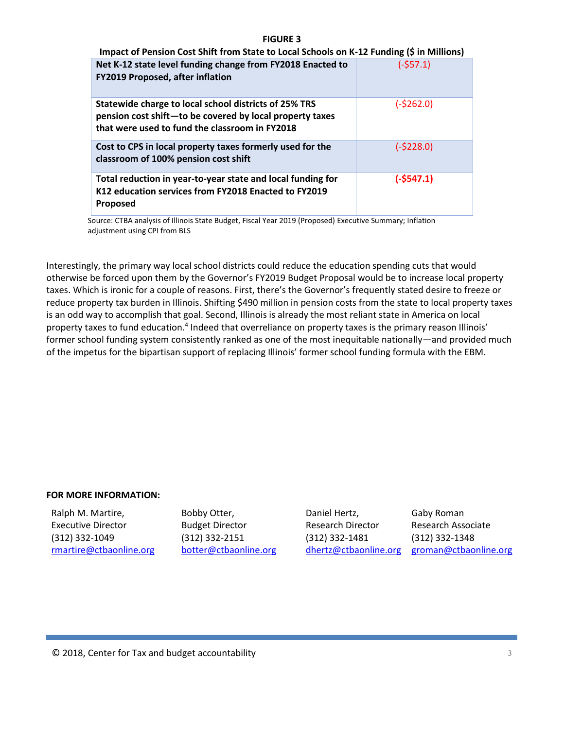**FIGURE 3**

**Impact of Pension Cost Shift from State to Local Schools on K-12 Funding ($ in Millions)**

| | |
|---|---|
| **Net K-12 state level funding change from FY2018 Enacted to FY2019 Proposed, after inflation** | (-$57.1) |
| **Statewide charge to local school districts of 25% TRS pension cost shift—to be covered by local property taxes that were used to fund the classroom in FY2018** | (-$262.0) |
| **Cost to CPS in local property taxes formerly used for the classroom of 100% pension cost shift** | (-$228.0) |
| **Total reduction in year-to-year state and local funding for K12 education services from FY2018 Enacted to FY2019 Proposed** | **(-$547.1)** |

Source: CTBA analysis of Illinois State Budget, Fiscal Year 2019 (Proposed) Executive Summary; Inflation adjustment using CPI from BLS

Interestingly, the primary way local school districts could reduce the education spending cuts that would otherwise be forced upon them by the Governor's FY2019 Budget Proposal would be to increase local property taxes. Which is ironic for a couple of reasons. First, there's the Governor's frequently stated desire to freeze or reduce property tax burden in Illinois. Shifting $490 million in pension costs from the state to local property taxes is an odd way to accomplish that goal. Second, Illinois is already the most reliant state in America on local property taxes to fund education.[4] Indeed that overreliance on property taxes is the primary reason Illinois' former school funding system consistently ranked as one of the most inequitable nationally—and provided much of the impetus for the bipartisan support of replacing Illinois' former school funding formula with the EBM.

**FOR MORE INFORMATION:**

Ralph M. Martire,
Executive Director
(312) 332-1049
rmartire@ctbaonline.org

Bobby Otter,
Budget Director
(312) 332-2151
botter@ctbaonline.org

Daniel Hertz,
Research Director
(312) 332-1481
dhertz@ctbaonline.org

Gaby Roman
Research Associate
(312) 332-1348
groman@ctbaonline.org

© 2018, Center for Tax and budget accountability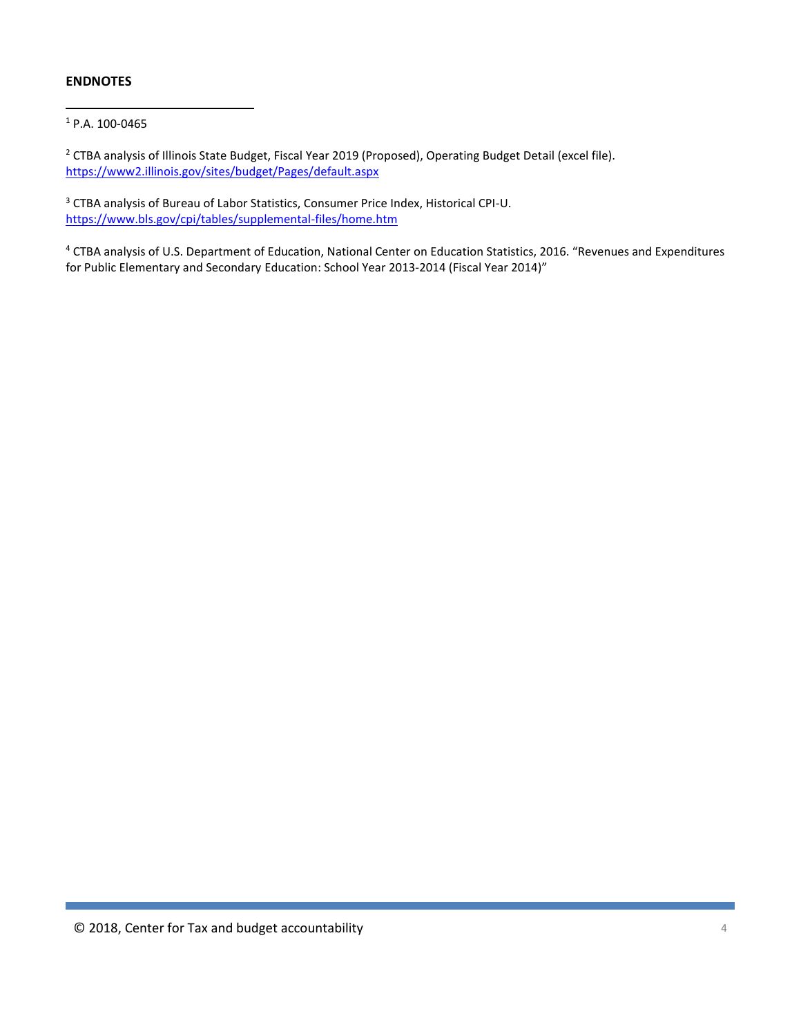**ENDNOTES**

[1] P.A. 100-0465

[2] CTBA analysis of Illinois State Budget, Fiscal Year 2019 (Proposed), Operating Budget Detail (excel file). https://www2.illinois.gov/sites/budget/Pages/default.aspx

[3] CTBA analysis of Bureau of Labor Statistics, Consumer Price Index, Historical CPI-U. https://www.bls.gov/cpi/tables/supplemental-files/home.htm

[4] CTBA analysis of U.S. Department of Education, National Center on Education Statistics, 2016. "Revenues and Expenditures for Public Elementary and Secondary Education: School Year 2013-2014 (Fiscal Year 2014)"

© 2018, Center for Tax and budget accountability